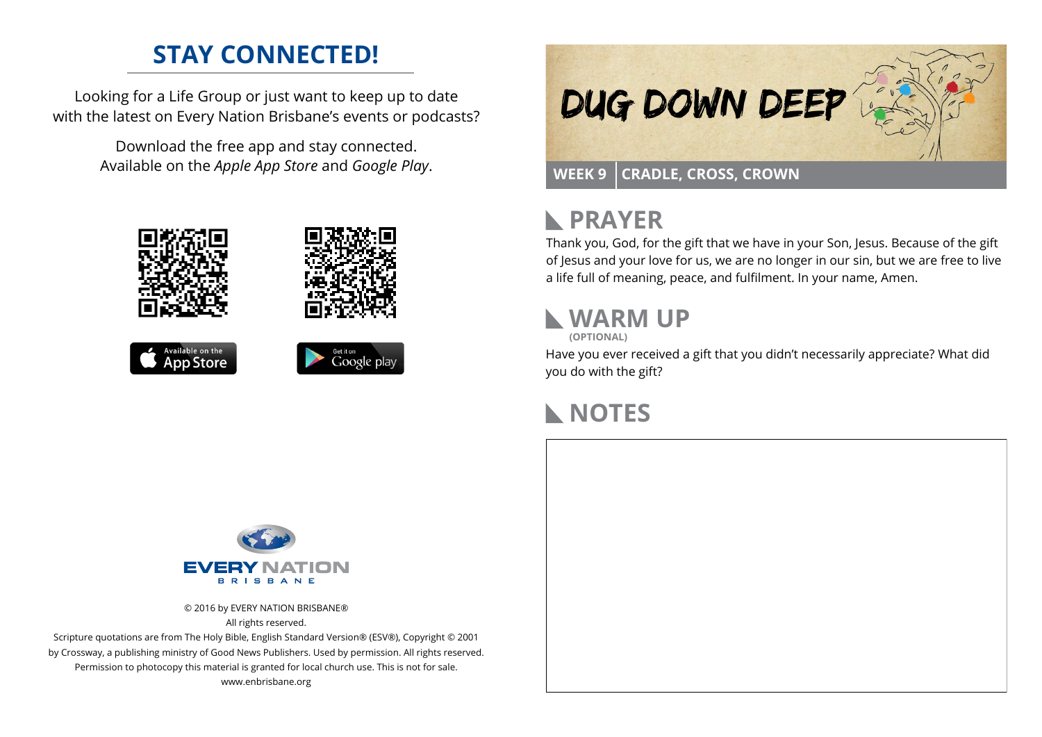## STAY CONNECTED!

Looking for a Life Group or just want to keep up to date with the latest on Every Nation Brisbane's events or podcasts?

Download the free app and stay connected. Available on the *Apple App Store* and *Google Play*.

Available on the App Store

Get it on Google play

EVERY NATION BRISBANE

© 2016 by EVERY NATION BRISBANE®
All rights reserved.
Scripture quotations are from The Holy Bible, English Standard Version® (ESV®), Copyright © 2001 by Crossway, a publishing ministry of Good News Publishers. Used by permission. All rights reserved.
Permission to photocopy this material is granted for local church use. This is not for sale.
www.enbrisbane.org

# DUG DOWN DEEP

**WEEK 9 | CRADLE, CROSS, CROWN**

## PRAYER

Thank you, God, for the gift that we have in your Son, Jesus. Because of the gift of Jesus and your love for us, we are no longer in our sin, but we are free to live a life full of meaning, peace, and fulfilment. In your name, Amen.

## WARM UP

**(OPTIONAL)**

Have you ever received a gift that you didn't necessarily appreciate? What did you do with the gift?

## NOTES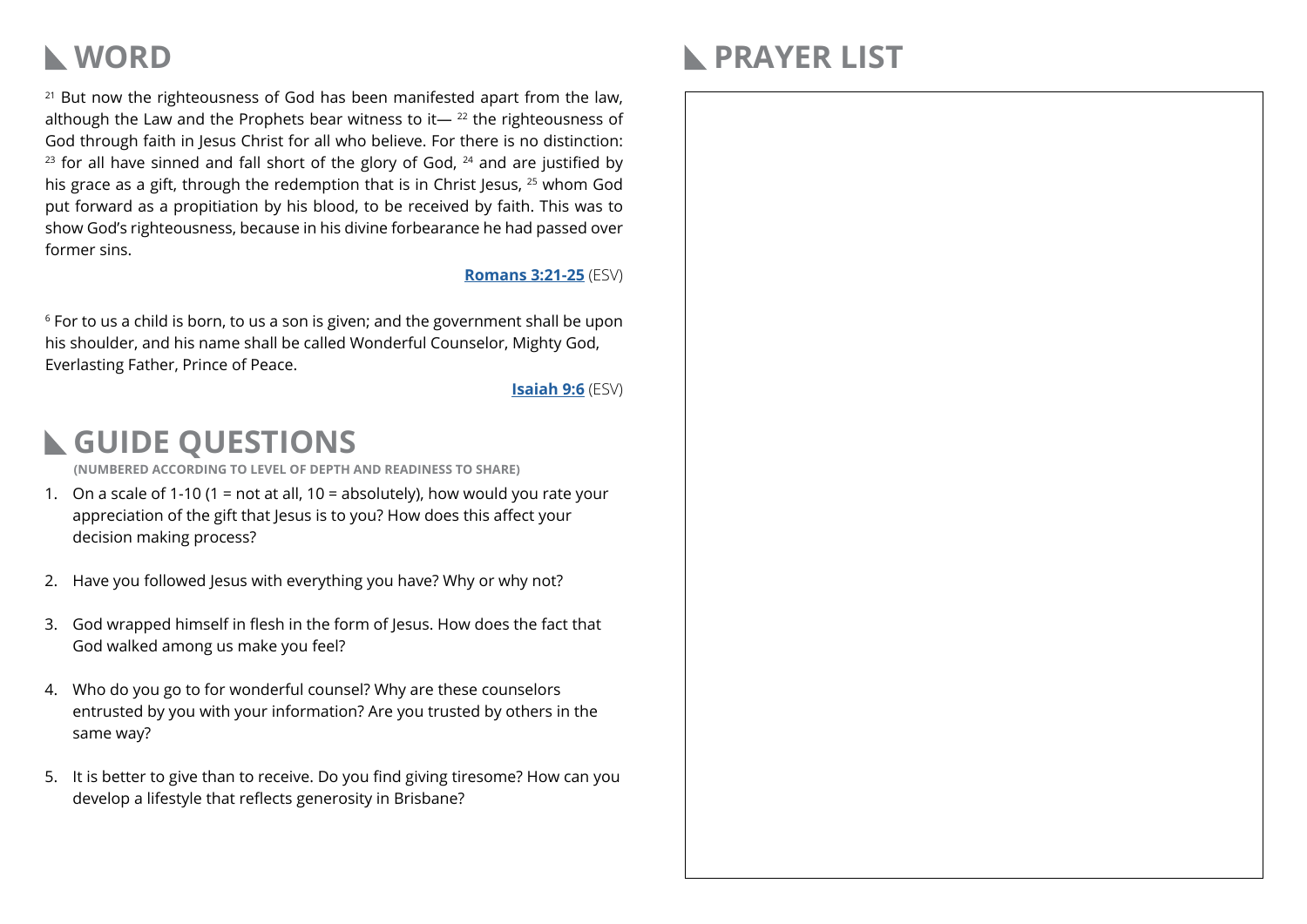## WORD

[21] But now the righteousness of God has been manifested apart from the law, although the Law and the Prophets bear witness to it— [22] the righteousness of God through faith in Jesus Christ for all who believe. For there is no distinction: [23] for all have sinned and fall short of the glory of God, [24] and are justified by his grace as a gift, through the redemption that is in Christ Jesus, [25] whom God put forward as a propitiation by his blood, to be received by faith. This was to show God's righteousness, because in his divine forbearance he had passed over former sins.

**Romans 3:21-25** (ESV)

[6] For to us a child is born, to us a son is given; and the government shall be upon his shoulder, and his name shall be called Wonderful Counselor, Mighty God, Everlasting Father, Prince of Peace.

**Isaiah 9:6** (ESV)

## GUIDE QUESTIONS

**(NUMBERED ACCORDING TO LEVEL OF DEPTH AND READINESS TO SHARE)**

1. On a scale of 1-10 (1 = not at all, 10 = absolutely), how would you rate your appreciation of the gift that Jesus is to you? How does this affect your decision making process?
2. Have you followed Jesus with everything you have? Why or why not?
3. God wrapped himself in flesh in the form of Jesus. How does the fact that God walked among us make you feel?
4. Who do you go to for wonderful counsel? Why are these counselors entrusted by you with your information? Are you trusted by others in the same way?
5. It is better to give than to receive. Do you find giving tiresome? How can you develop a lifestyle that reflects generosity in Brisbane?

## PRAYER LIST